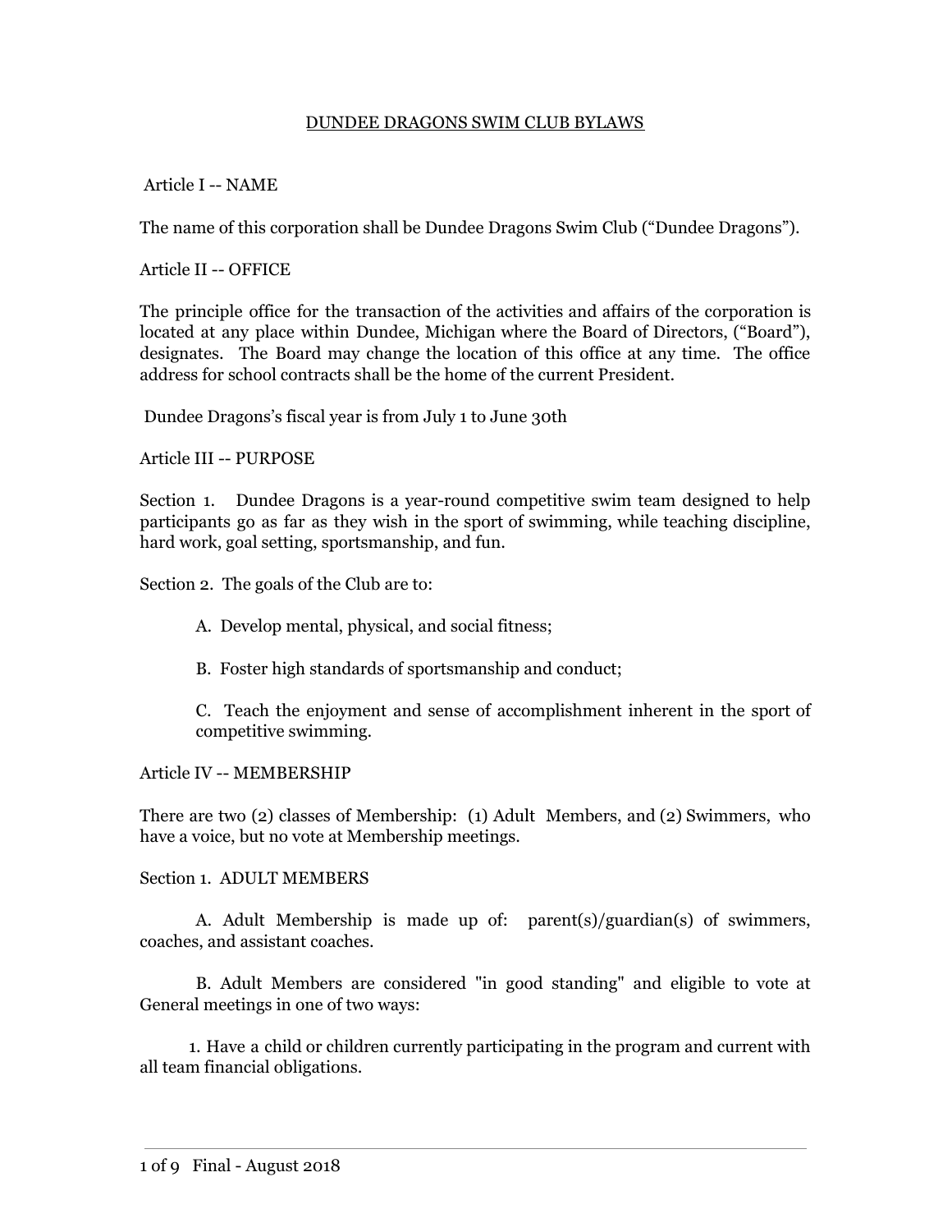# DUNDEE DRAGONS SWIM CLUB BYLAWS

## Article I -- NAME

The name of this corporation shall be Dundee Dragons Swim Club ("Dundee Dragons").

## Article II -- OFFICE

The principle office for the transaction of the activities and affairs of the corporation is located at any place within Dundee, Michigan where the Board of Directors, ("Board"), designates. The Board may change the location of this office at any time. The office address for school contracts shall be the home of the current President.

Dundee Dragons's fiscal year is from July 1 to June 30th

## Article III -- PURPOSE

Section 1. Dundee Dragons is a year-round competitive swim team designed to help participants go as far as they wish in the sport of swimming, while teaching discipline, hard work, goal setting, sportsmanship, and fun.

Section 2. The goals of the Club are to:

A. Develop mental, physical, and social fitness;

B. Foster high standards of sportsmanship and conduct;

C. Teach the enjoyment and sense of accomplishment inherent in the sport of competitive swimming.

## Article IV -- MEMBERSHIP

There are two (2) classes of Membership: (1) Adult Members, and (2) Swimmers, who have a voice, but no vote at Membership meetings.

Section 1. ADULT MEMBERS

A. Adult Membership is made up of: parent(s)/guardian(s) of swimmers, coaches, and assistant coaches.

B. Adult Members are considered "in good standing" and eligible to vote at General meetings in one of two ways:

1. Have a child or children currently participating in the program and current with all team financial obligations.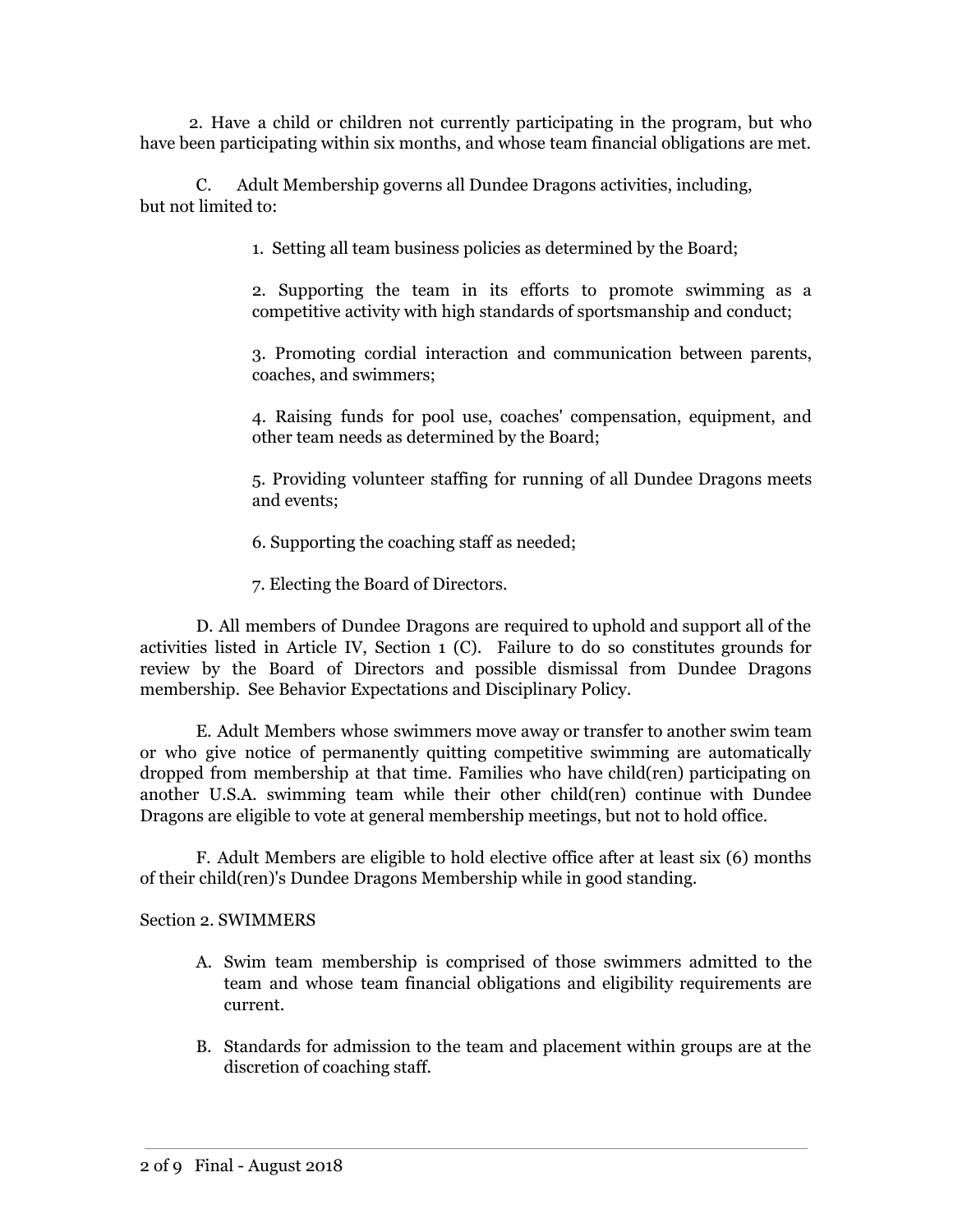2. Have a child or children not currently participating in the program, but who have been participating within six months, and whose team financial obligations are met.

C. Adult Membership governs all Dundee Dragons activities, including, but not limited to:

1. Setting all team business policies as determined by the Board;

2. Supporting the team in its efforts to promote swimming as a competitive activity with high standards of sportsmanship and conduct;

3. Promoting cordial interaction and communication between parents, coaches, and swimmers;

4. Raising funds for pool use, coaches' compensation, equipment, and other team needs as determined by the Board;

5. Providing volunteer staffing for running of all Dundee Dragons meets and events;

6. Supporting the coaching staff as needed;

7. Electing the Board of Directors.

D. All members of Dundee Dragons are required to uphold and support all of the activities listed in Article IV, Section 1 (C). Failure to do so constitutes grounds for review by the Board of Directors and possible dismissal from Dundee Dragons membership. See Behavior Expectations and Disciplinary Policy.

E. Adult Members whose swimmers move away or transfer to another swim team or who give notice of permanently quitting competitive swimming are automatically dropped from membership at that time. Families who have child(ren) participating on another U.S.A. swimming team while their other child(ren) continue with Dundee Dragons are eligible to vote at general membership meetings, but not to hold office.

F. Adult Members are eligible to hold elective office after at least six (6) months of their child(ren)'s Dundee Dragons Membership while in good standing.

Section 2. SWIMMERS

A. Swim team membership is comprised of those swimmers admitted to the team and whose team financial obligations and eligibility requirements are current.

B. Standards for admission to the team and placement within groups are at the discretion of coaching staff.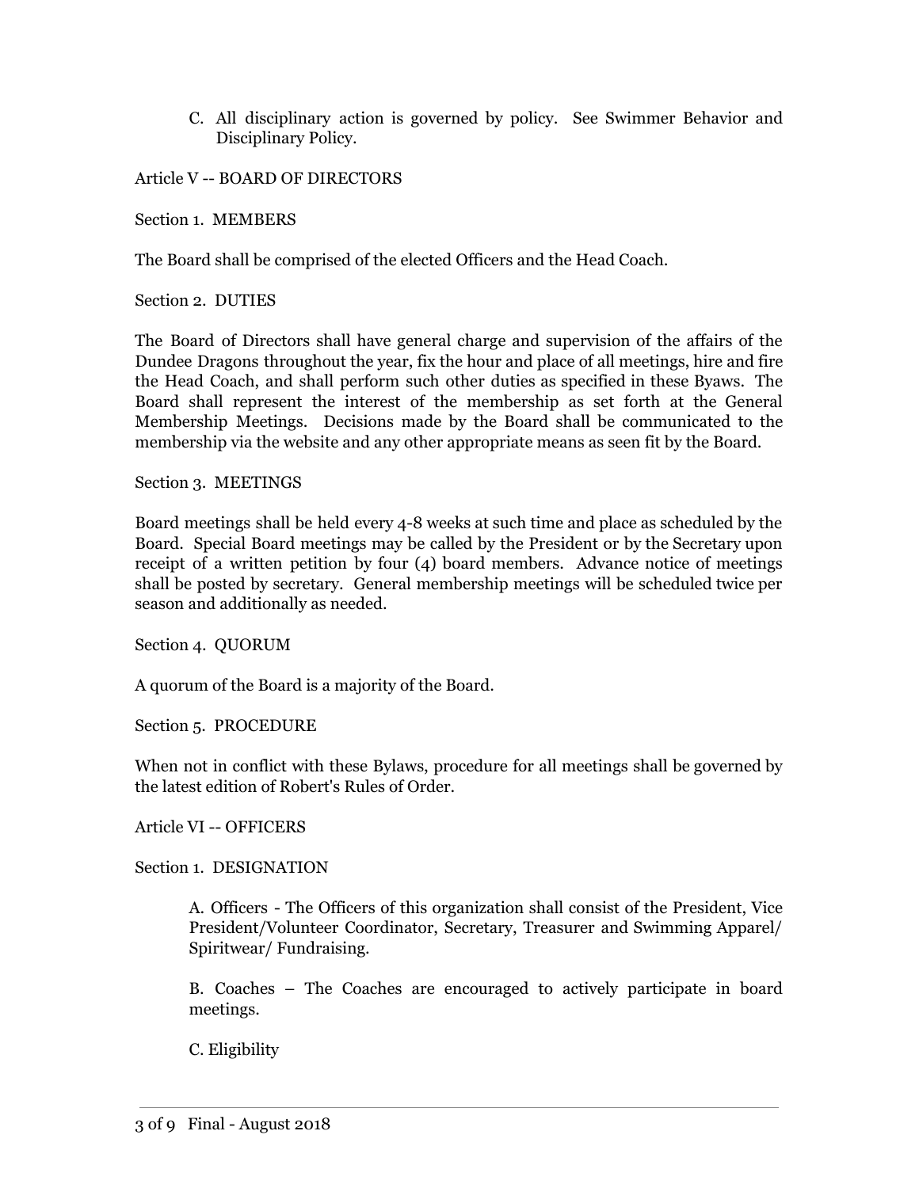C. All disciplinary action is governed by policy.  See Swimmer Behavior and Disciplinary Policy.

## Article V -- BOARD OF DIRECTORS

### Section 1.  MEMBERS

The Board shall be comprised of the elected Officers and the Head Coach.

### Section 2.  DUTIES

The Board of Directors shall have general charge and supervision of the affairs of the Dundee Dragons throughout the year, fix the hour and place of all meetings, hire and fire the Head Coach, and shall perform such other duties as specified in these Byaws.  The Board shall represent the interest of the membership as set forth at the General Membership Meetings.  Decisions made by the Board shall be communicated to the membership via the website and any other appropriate means as seen fit by the Board.

### Section 3.  MEETINGS

Board meetings shall be held every 4-8 weeks at such time and place as scheduled by the Board.  Special Board meetings may be called by the President or by the Secretary upon receipt of a written petition by four (4) board members.  Advance notice of meetings shall be posted by secretary.  General membership meetings will be scheduled twice per season and additionally as needed.

### Section 4.  QUORUM

A quorum of the Board is a majority of the Board.

### Section 5.  PROCEDURE

When not in conflict with these Bylaws, procedure for all meetings shall be governed by the latest edition of Robert's Rules of Order.

## Article VI -- OFFICERS

### Section 1.  DESIGNATION

A. Officers - The Officers of this organization shall consist of the President, Vice President/Volunteer Coordinator, Secretary, Treasurer and Swimming Apparel/ Spiritwear/ Fundraising.

B. Coaches – The Coaches are encouraged to actively participate in board meetings.

C. Eligibility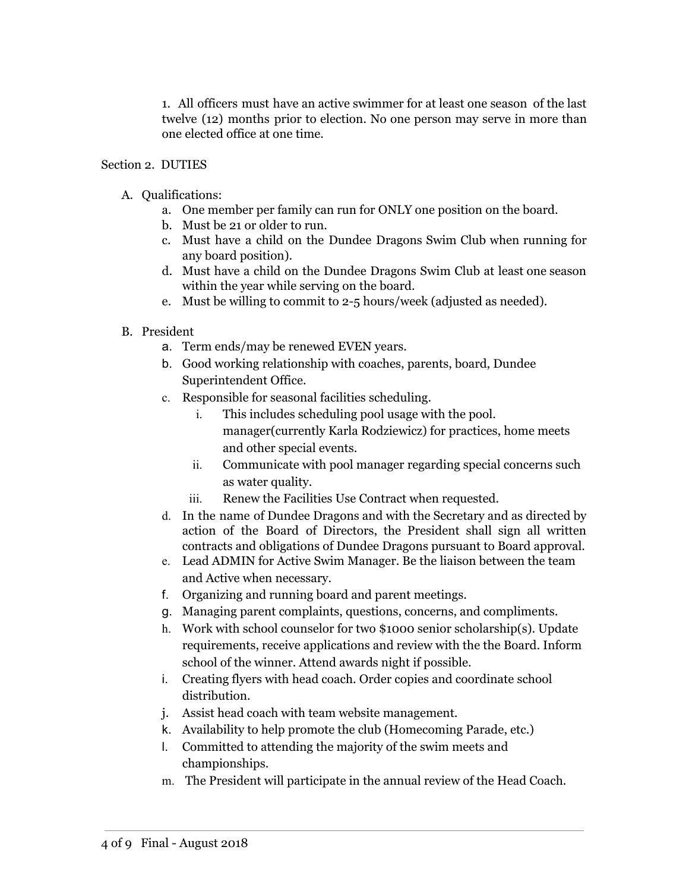1. All officers must have an active swimmer for at least one season of the last twelve (12) months prior to election. No one person may serve in more than one elected office at one time.

Section 2. DUTIES

A. Qualifications:
   a. One member per family can run for ONLY one position on the board.
   b. Must be 21 or older to run.
   c. Must have a child on the Dundee Dragons Swim Club when running for any board position).
   d. Must have a child on the Dundee Dragons Swim Club at least one season within the year while serving on the board.
   e. Must be willing to commit to 2-5 hours/week (adjusted as needed).

B. President
   a. Term ends/may be renewed EVEN years.
   b. Good working relationship with coaches, parents, board, Dundee Superintendent Office.
   c. Responsible for seasonal facilities scheduling.
      i. This includes scheduling pool usage with the pool. manager(currently Karla Rodziewicz) for practices, home meets and other special events.
      ii. Communicate with pool manager regarding special concerns such as water quality.
      iii. Renew the Facilities Use Contract when requested.
   d. In the name of Dundee Dragons and with the Secretary and as directed by action of the Board of Directors, the President shall sign all written contracts and obligations of Dundee Dragons pursuant to Board approval.
   e. Lead ADMIN for Active Swim Manager. Be the liaison between the team and Active when necessary.
   f. Organizing and running board and parent meetings.
   g. Managing parent complaints, questions, concerns, and compliments.
   h. Work with school counselor for two $1000 senior scholarship(s). Update requirements, receive applications and review with the the Board. Inform school of the winner. Attend awards night if possible.
   i. Creating flyers with head coach. Order copies and coordinate school distribution.
   j. Assist head coach with team website management.
   k. Availability to help promote the club (Homecoming Parade, etc.)
   l. Committed to attending the majority of the swim meets and championships.
   m. The President will participate in the annual review of the Head Coach.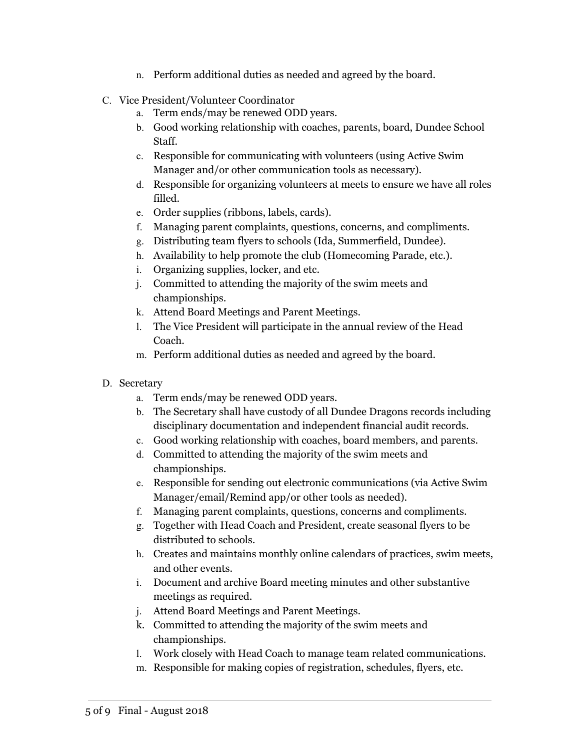n. Perform additional duties as needed and agreed by the board.

C. Vice President/Volunteer Coordinator
   a. Term ends/may be renewed ODD years.
   b. Good working relationship with coaches, parents, board, Dundee School Staff.
   c. Responsible for communicating with volunteers (using Active Swim Manager and/or other communication tools as necessary).
   d. Responsible for organizing volunteers at meets to ensure we have all roles filled.
   e. Order supplies (ribbons, labels, cards).
   f. Managing parent complaints, questions, concerns, and compliments.
   g. Distributing team flyers to schools (Ida, Summerfield, Dundee).
   h. Availability to help promote the club (Homecoming Parade, etc.).
   i. Organizing supplies, locker, and etc.
   j. Committed to attending the majority of the swim meets and championships.
   k. Attend Board Meetings and Parent Meetings.
   l. The Vice President will participate in the annual review of the Head Coach.
   m. Perform additional duties as needed and agreed by the board.

D. Secretary
   a. Term ends/may be renewed ODD years.
   b. The Secretary shall have custody of all Dundee Dragons records including disciplinary documentation and independent financial audit records.
   c. Good working relationship with coaches, board members, and parents.
   d. Committed to attending the majority of the swim meets and championships.
   e. Responsible for sending out electronic communications (via Active Swim Manager/email/Remind app/or other tools as needed).
   f. Managing parent complaints, questions, concerns and compliments.
   g. Together with Head Coach and President, create seasonal flyers to be distributed to schools.
   h. Creates and maintains monthly online calendars of practices, swim meets, and other events.
   i. Document and archive Board meeting minutes and other substantive meetings as required.
   j. Attend Board Meetings and Parent Meetings.
   k. Committed to attending the majority of the swim meets and championships.
   l. Work closely with Head Coach to manage team related communications.
   m. Responsible for making copies of registration, schedules, flyers, etc.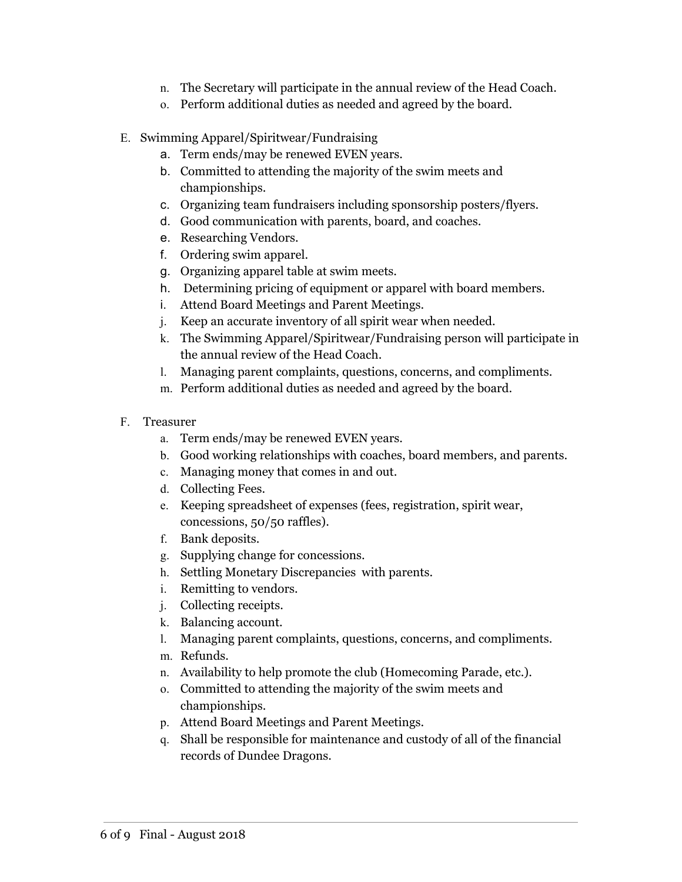n. The Secretary will participate in the annual review of the Head Coach.
o. Perform additional duties as needed and agreed by the board.

E. Swimming Apparel/Spiritwear/Fundraising
   a. Term ends/may be renewed EVEN years.
   b. Committed to attending the majority of the swim meets and championships.
   c. Organizing team fundraisers including sponsorship posters/flyers.
   d. Good communication with parents, board, and coaches.
   e. Researching Vendors.
   f. Ordering swim apparel.
   g. Organizing apparel table at swim meets.
   h. Determining pricing of equipment or apparel with board members.
   i. Attend Board Meetings and Parent Meetings.
   j. Keep an accurate inventory of all spirit wear when needed.
   k. The Swimming Apparel/Spiritwear/Fundraising person will participate in the annual review of the Head Coach.
   l. Managing parent complaints, questions, concerns, and compliments.
   m. Perform additional duties as needed and agreed by the board.

F. Treasurer
   a. Term ends/may be renewed EVEN years.
   b. Good working relationships with coaches, board members, and parents.
   c. Managing money that comes in and out.
   d. Collecting Fees.
   e. Keeping spreadsheet of expenses (fees, registration, spirit wear, concessions, 50/50 raffles).
   f. Bank deposits.
   g. Supplying change for concessions.
   h. Settling Monetary Discrepancies with parents.
   i. Remitting to vendors.
   j. Collecting receipts.
   k. Balancing account.
   l. Managing parent complaints, questions, concerns, and compliments.
   m. Refunds.
   n. Availability to help promote the club (Homecoming Parade, etc.).
   o. Committed to attending the majority of the swim meets and championships.
   p. Attend Board Meetings and Parent Meetings.
   q. Shall be responsible for maintenance and custody of all of the financial records of Dundee Dragons.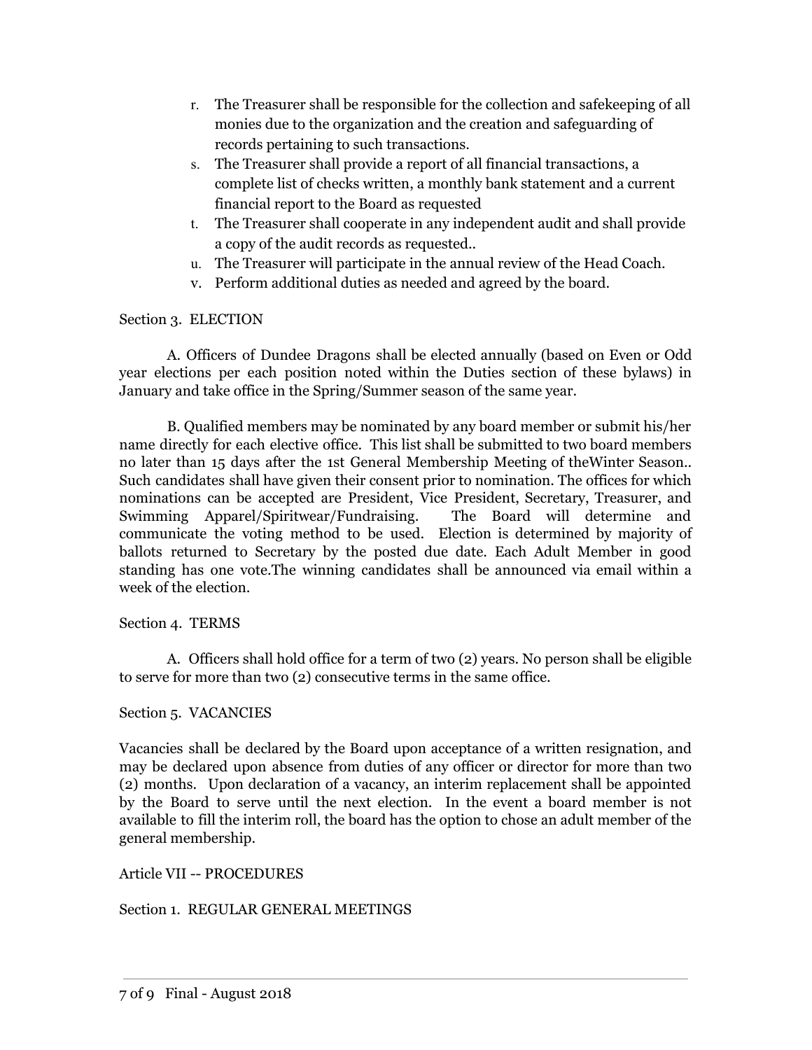r. The Treasurer shall be responsible for the collection and safekeeping of all monies due to the organization and the creation and safeguarding of records pertaining to such transactions.
s. The Treasurer shall provide a report of all financial transactions, a complete list of checks written, a monthly bank statement and a current financial report to the Board as requested
t. The Treasurer shall cooperate in any independent audit and shall provide a copy of the audit records as requested..
u. The Treasurer will participate in the annual review of the Head Coach.
v. Perform additional duties as needed and agreed by the board.

Section 3. ELECTION

A. Officers of Dundee Dragons shall be elected annually (based on Even or Odd year elections per each position noted within the Duties section of these bylaws) in January and take office in the Spring/Summer season of the same year.

B. Qualified members may be nominated by any board member or submit his/her name directly for each elective office. This list shall be submitted to two board members no later than 15 days after the 1st General Membership Meeting of theWinter Season.. Such candidates shall have given their consent prior to nomination. The offices for which nominations can be accepted are President, Vice President, Secretary, Treasurer, and Swimming Apparel/Spiritwear/Fundraising. The Board will determine and communicate the voting method to be used. Election is determined by majority of ballots returned to Secretary by the posted due date. Each Adult Member in good standing has one vote.The winning candidates shall be announced via email within a week of the election.

Section 4. TERMS

A. Officers shall hold office for a term of two (2) years. No person shall be eligible to serve for more than two (2) consecutive terms in the same office.

Section 5. VACANCIES

Vacancies shall be declared by the Board upon acceptance of a written resignation, and may be declared upon absence from duties of any officer or director for more than two (2) months. Upon declaration of a vacancy, an interim replacement shall be appointed by the Board to serve until the next election. In the event a board member is not available to fill the interim roll, the board has the option to chose an adult member of the general membership.

Article VII -- PROCEDURES

Section 1. REGULAR GENERAL MEETINGS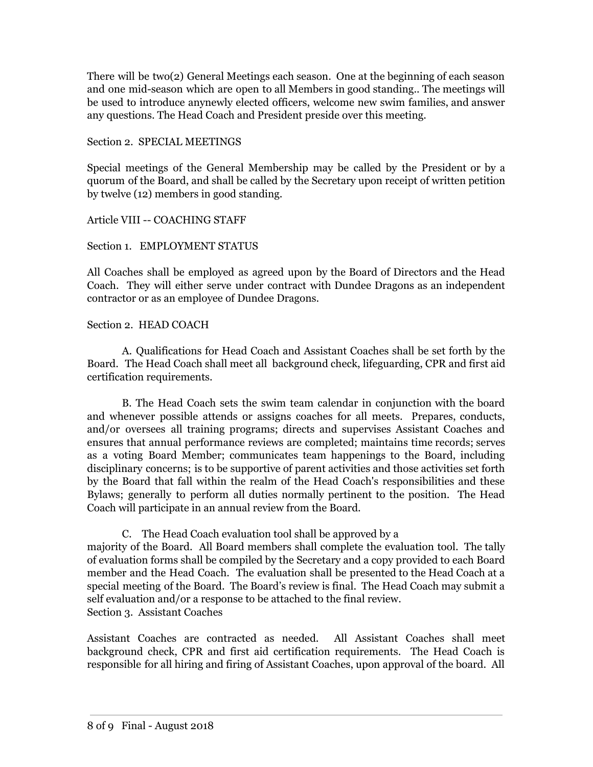There will be two(2) General Meetings each season. One at the beginning of each season and one mid-season which are open to all Members in good standing.. The meetings will be used to introduce anynewly elected officers, welcome new swim families, and answer any questions. The Head Coach and President preside over this meeting.

Section 2. SPECIAL MEETINGS

Special meetings of the General Membership may be called by the President or by a quorum of the Board, and shall be called by the Secretary upon receipt of written petition by twelve (12) members in good standing.

Article VIII -- COACHING STAFF

Section 1. EMPLOYMENT STATUS

All Coaches shall be employed as agreed upon by the Board of Directors and the Head Coach. They will either serve under contract with Dundee Dragons as an independent contractor or as an employee of Dundee Dragons.

Section 2. HEAD COACH

A. Qualifications for Head Coach and Assistant Coaches shall be set forth by the Board. The Head Coach shall meet all background check, lifeguarding, CPR and first aid certification requirements.

B. The Head Coach sets the swim team calendar in conjunction with the board and whenever possible attends or assigns coaches for all meets. Prepares, conducts, and/or oversees all training programs; directs and supervises Assistant Coaches and ensures that annual performance reviews are completed; maintains time records; serves as a voting Board Member; communicates team happenings to the Board, including disciplinary concerns; is to be supportive of parent activities and those activities set forth by the Board that fall within the realm of the Head Coach's responsibilities and these Bylaws; generally to perform all duties normally pertinent to the position. The Head Coach will participate in an annual review from the Board.

C. The Head Coach evaluation tool shall be approved by a majority of the Board. All Board members shall complete the evaluation tool. The tally of evaluation forms shall be compiled by the Secretary and a copy provided to each Board member and the Head Coach. The evaluation shall be presented to the Head Coach at a special meeting of the Board. The Board's review is final. The Head Coach may submit a self evaluation and/or a response to be attached to the final review.

Section 3. Assistant Coaches

Assistant Coaches are contracted as needed. All Assistant Coaches shall meet background check, CPR and first aid certification requirements. The Head Coach is responsible for all hiring and firing of Assistant Coaches, upon approval of the board. All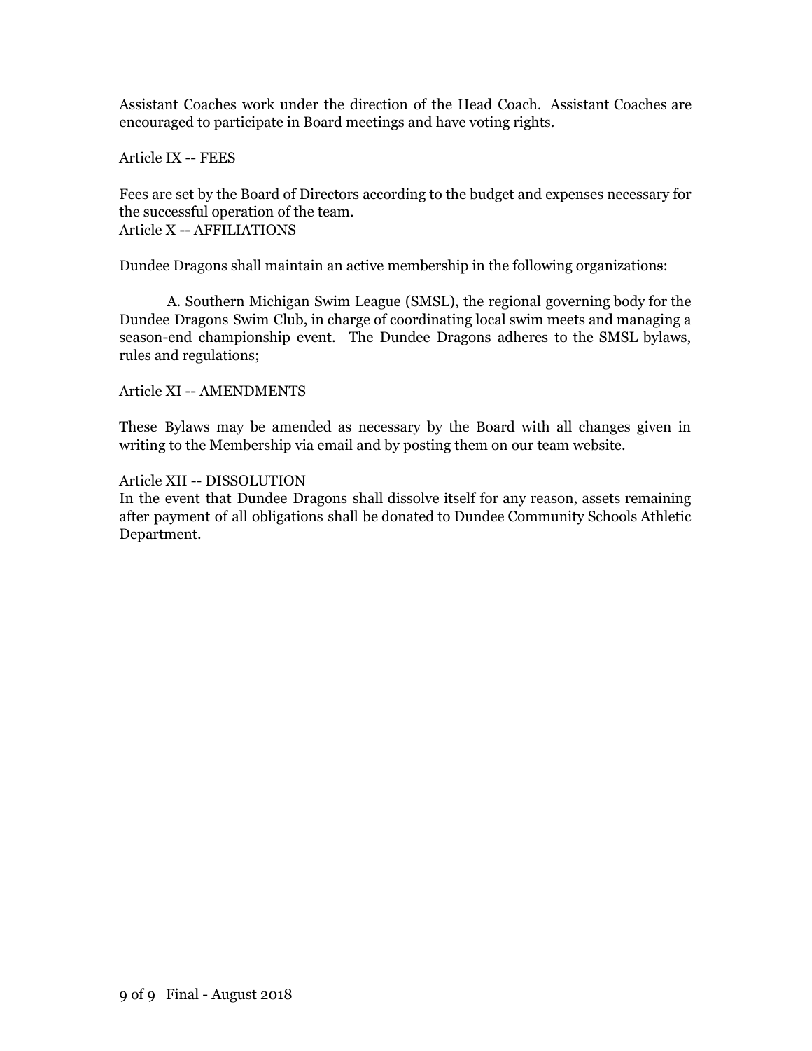Assistant Coaches work under the direction of the Head Coach. Assistant Coaches are encouraged to participate in Board meetings and have voting rights.

## Article IX -- FEES

Fees are set by the Board of Directors according to the budget and expenses necessary for the successful operation of the team.

## Article X -- AFFILIATIONS

Dundee Dragons shall maintain an active membership in the following organizations:

A. Southern Michigan Swim League (SMSL), the regional governing body for the Dundee Dragons Swim Club, in charge of coordinating local swim meets and managing a season-end championship event. The Dundee Dragons adheres to the SMSL bylaws, rules and regulations;

## Article XI -- AMENDMENTS

These Bylaws may be amended as necessary by the Board with all changes given in writing to the Membership via email and by posting them on our team website.

## Article XII -- DISSOLUTION

In the event that Dundee Dragons shall dissolve itself for any reason, assets remaining after payment of all obligations shall be donated to Dundee Community Schools Athletic Department.